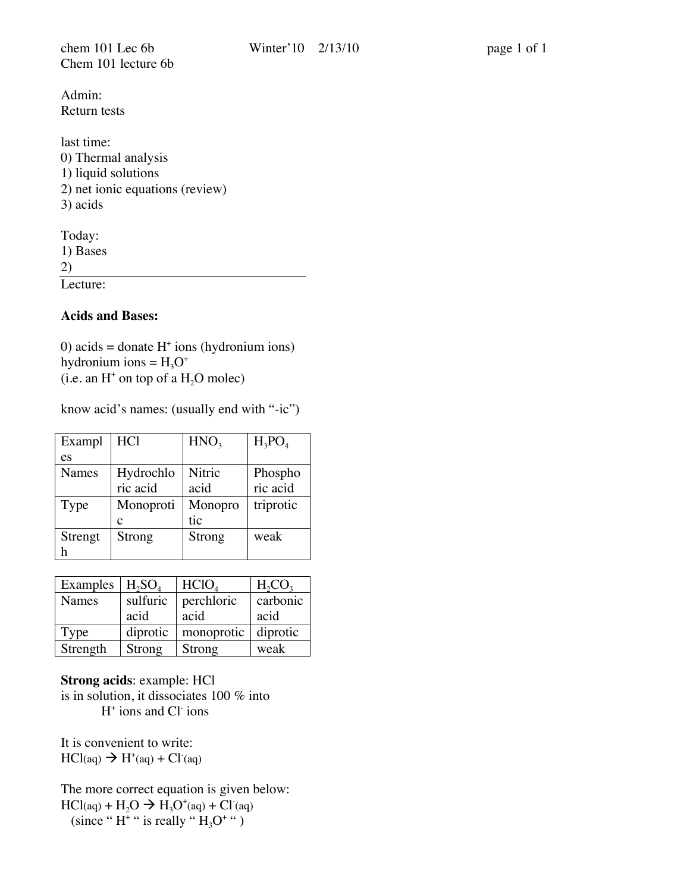Chem 101 lecture 6b

Admin:
Return tests

last time:
0) Thermal analysis
1) liquid solutions
2) net ionic equations (review)
3) acids

Today:
1) Bases
2)

---

Lecture:

**Acids and Bases:**

0) acids = donate $H^+$ ions (hydronium ions)
hydronium ions = $H_3O^+$
(i.e. an $H^+$ on top of a $H_2O$ molec)

know acid's names: (usually end with "-ic")

| Examples | $HCl$ | $HNO_3$ | $H_3PO_4$ |
|---|---|---|---|
| Names | Hydrochloric acid | Nitric acid | Phosphoric acid |
| Type | Monoprotic | Monoprotic | triprotic |
| Strength | Strong | Strong | weak |

| Examples | $H_2SO_4$ | $HClO_4$ | $H_2CO_3$ |
|---|---|---|---|
| Names | sulfuric acid | perchloric acid | carbonic acid |
| Type | diprotic | monoprotic | diprotic |
| Strength | Strong | Strong | weak |

**Strong acids**: example: HCl
is in solution, it dissociates 100 % into
$H^+$ ions and $Cl^-$ ions

It is convenient to write:
$HCl(aq) \rightarrow H^+(aq) + Cl^-(aq)$

The more correct equation is given below:
$HCl(aq) + H_2O \rightarrow H_3O^+(aq) + Cl^-(aq)$
(since " $H^+$ " is really " $H_3O^+$ ")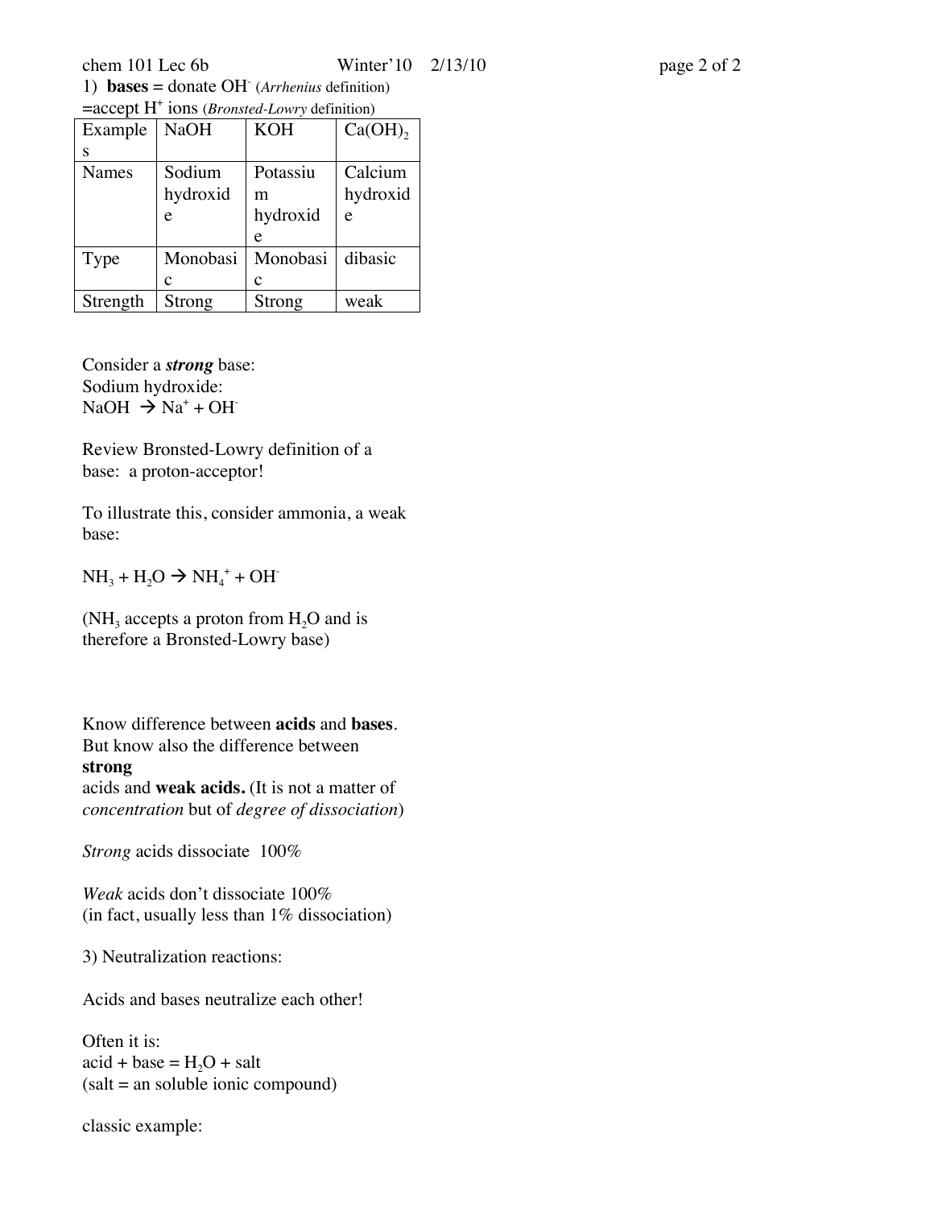1) **bases** = donate $OH^-$ (*Arrhenius* definition)
=accept $H^+$ ions (*Bronsted-Lowry* definition)

| Examples | $NaOH$ | $KOH$ | $Ca(OH)_2$ |
|---|---|---|---|
| Names | Sodium hydroxide | Potassium hydroxide | Calcium hydroxide |
| Type | Monobasic | Monobasic | dibasic |
| Strength | Strong | Strong | weak |

Consider a ***strong*** base:
Sodium hydroxide:
$NaOH \rightarrow Na^+ + OH^-$

Review Bronsted-Lowry definition of a base: a proton-acceptor!

To illustrate this, consider ammonia, a weak base:

$NH_3 + H_2O \rightarrow NH_4^+ + OH^-$

($NH_3$ accepts a proton from $H_2O$ and is therefore a Bronsted-Lowry base)

Know difference between **acids** and **bases**. But know also the difference between **strong** acids and **weak acids.** (It is not a matter of *concentration* but of *degree of dissociation*)

*Strong* acids dissociate 100%

*Weak* acids don't dissociate 100%
(in fact, usually less than 1% dissociation)

3) Neutralization reactions:

Acids and bases neutralize each other!

Often it is:
acid + base = $H_2O$ + salt
(salt = an soluble ionic compound)

classic example: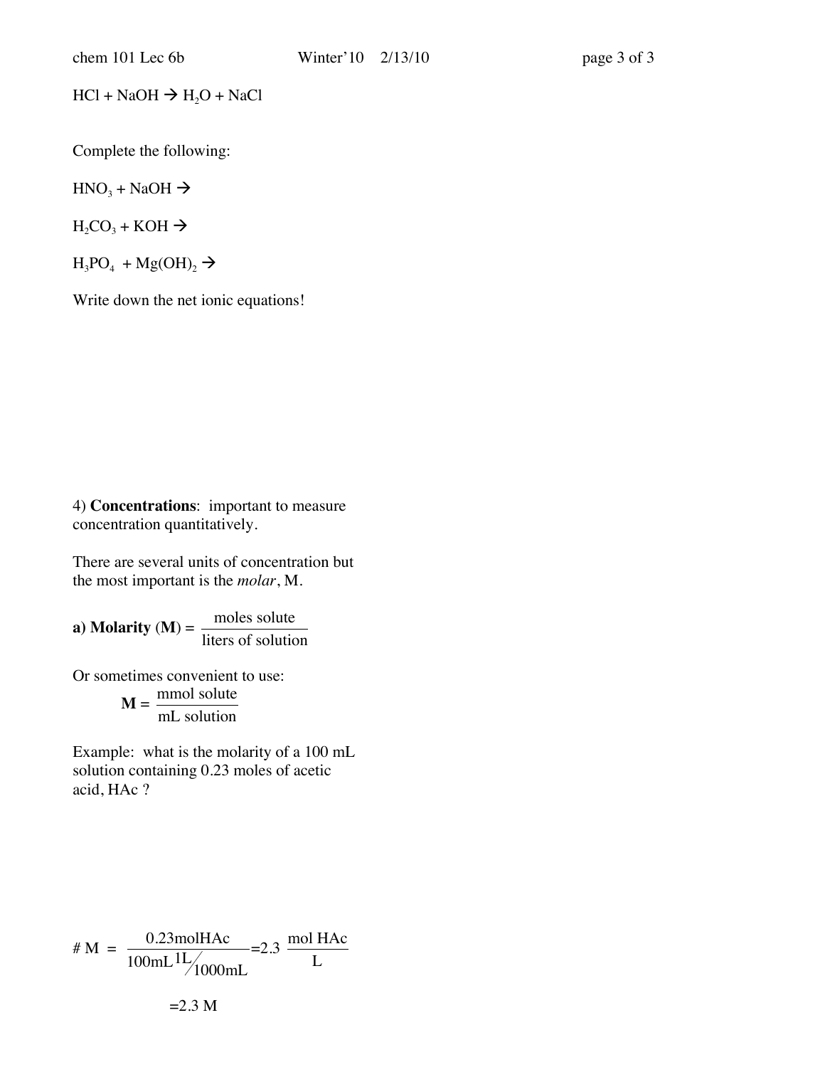$HCl + NaOH \rightarrow H_2O + NaCl$

Complete the following:

$HNO_3 + NaOH \rightarrow$

$H_2CO_3 + KOH \rightarrow$

$H_3PO_4 + Mg(OH)_2 \rightarrow$

Write down the net ionic equations!

4) **Concentrations**: important to measure concentration quantitatively.

There are several units of concentration but the most important is the *molar*, M.

**a) Molarity** (**M**) = $\dfrac{\text{moles solute}}{\text{liters of solution}}$

Or sometimes convenient to use:

$$\mathbf{M} = \frac{\text{mmol solute}}{\text{mL solution}}$$

Example: what is the molarity of a 100 mL solution containing 0.23 moles of acetic acid, HAc ?

$$\# \text{ M } = \frac{0.23\text{molHAc}}{100\text{mL}\ {}^{1\text{L}}\!/_{1000\text{mL}}} = 2.3\ \frac{\text{mol HAc}}{\text{L}}$$

$$= 2.3 \text{ M}$$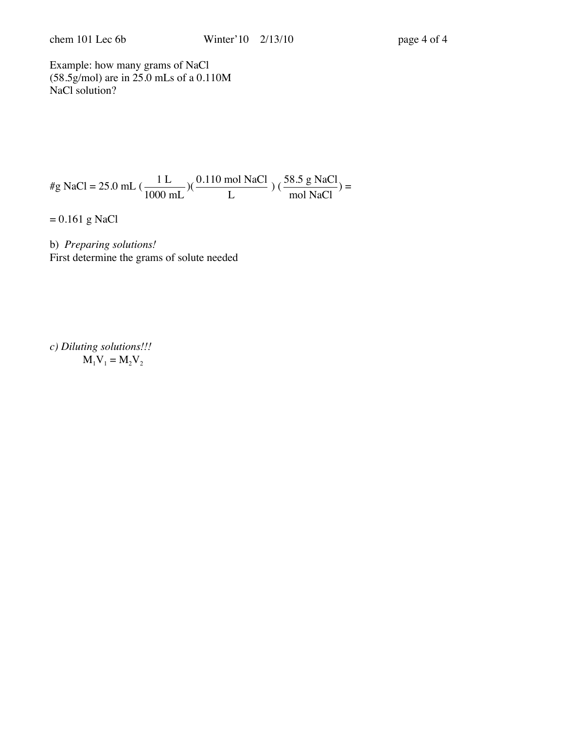Example: how many grams of NaCl (58.5g/mol) are in 25.0 mLs of a 0.110M NaCl solution?

$$\#\text{g NaCl} = 25.0\text{ mL}\left(\frac{1\text{ L}}{1000\text{ mL}}\right)\left(\frac{0.110\text{ mol NaCl}}{\text{L}}\right)\left(\frac{58.5\text{ g NaCl}}{\text{mol NaCl}}\right) =$$

$= 0.161$ g NaCl

b) *Preparing solutions!*

First determine the grams of solute needed

*c) Diluting solutions!!!*

$$M_1V_1 = M_2V_2$$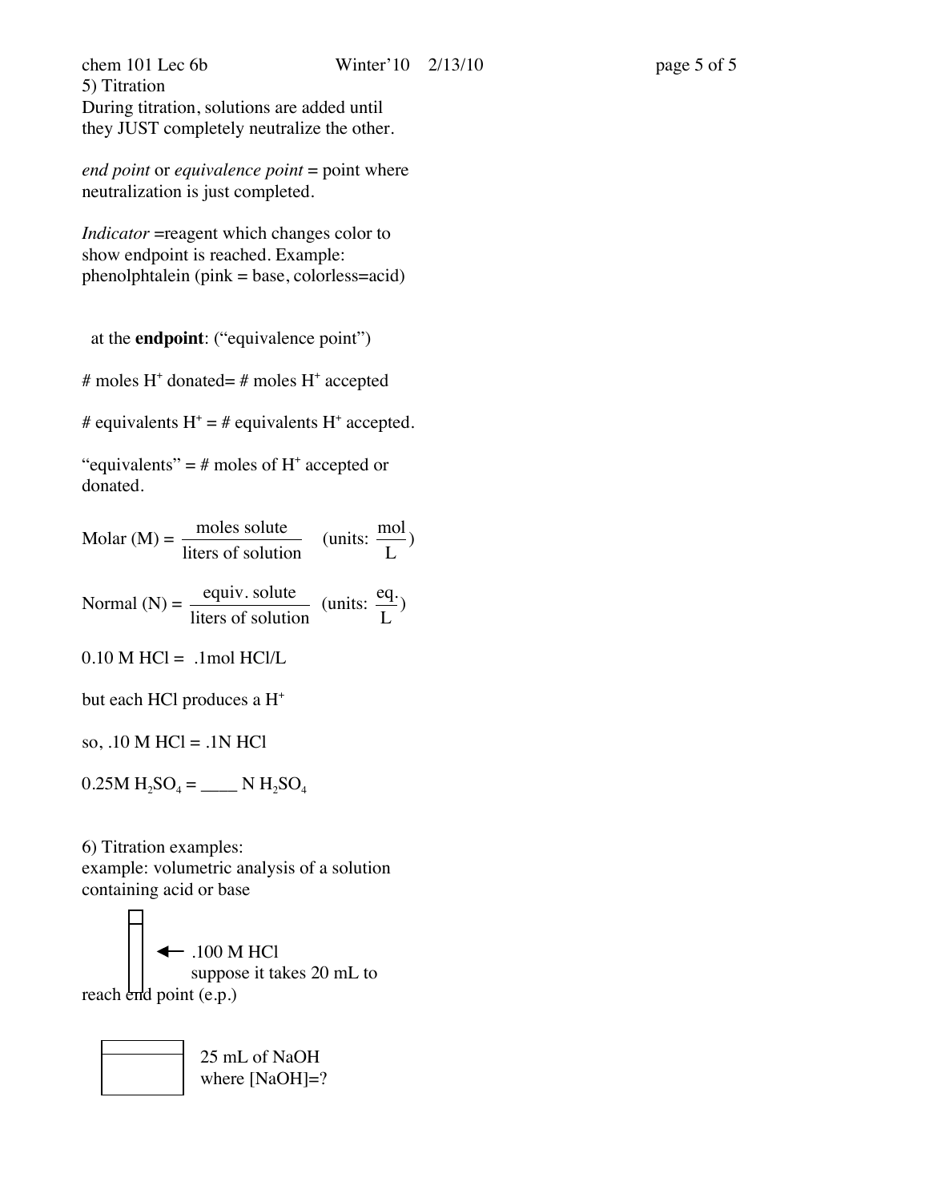## 5) Titration

During titration, solutions are added until they JUST completely neutralize the other.

*end point* or *equivalence point* = point where neutralization is just completed.

*Indicator* =reagent which changes color to show endpoint is reached. Example: phenolphtalein (pink = base, colorless=acid)

at the **endpoint**: ("equivalence point")

# moles $H^+$ donated= # moles $H^+$ accepted

# equivalents $H^+$ = # equivalents $H^+$ accepted.

"equivalents" = # moles of $H^+$ accepted or donated.

$$\text{Molar (M)} = \frac{\text{moles solute}}{\text{liters of solution}} \quad (\text{units: } \frac{\text{mol}}{\text{L}})$$

$$\text{Normal (N)} = \frac{\text{equiv. solute}}{\text{liters of solution}} \quad (\text{units: } \frac{\text{eq.}}{\text{L}})$$

0.10 M HCl = .1mol HCl/L

but each HCl produces a $H^+$

so, .10 M HCl = .1N HCl

0.25M $H_2SO_4$ = ____ N $H_2SO_4$

## 6) Titration examples:

example: volumetric analysis of a solution containing acid or base

← .100 M HCl
suppose it takes 20 mL to reach end point (e.p.)

25 mL of NaOH
where [NaOH]=?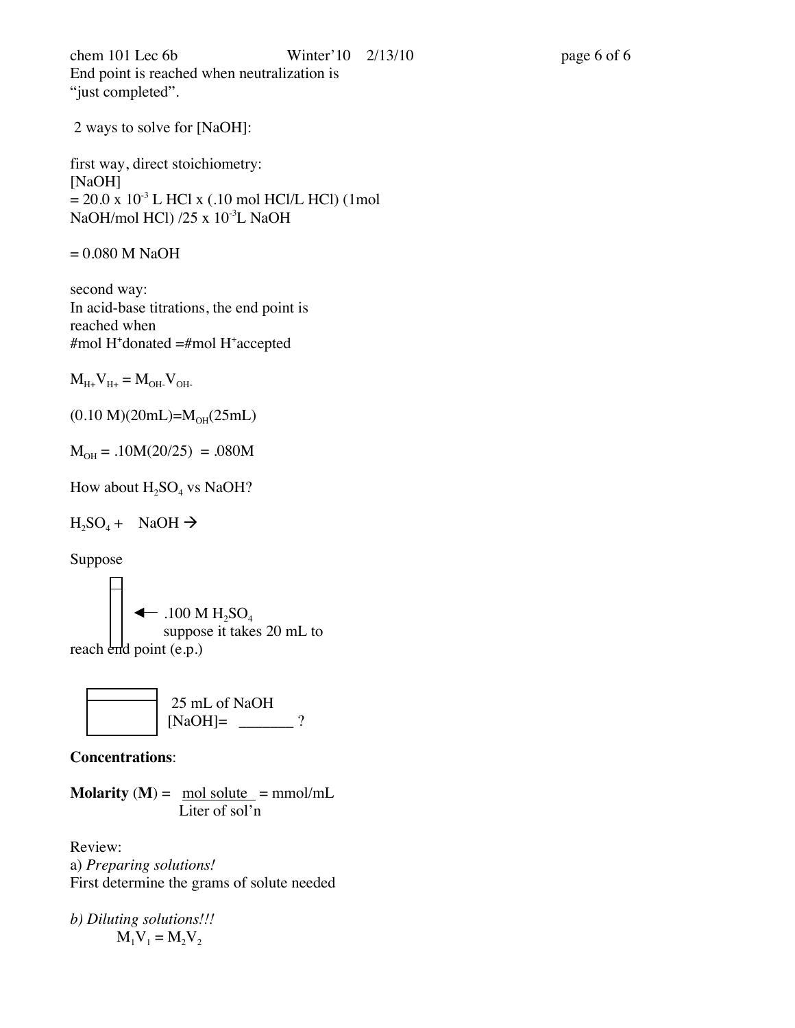End point is reached when neutralization is "just completed".

2 ways to solve for [NaOH]:

first way, direct stoichiometry:
[NaOH]
= $20.0 \times 10^{-3}$ L HCl x (.10 mol HCl/L HCl) (1mol NaOH/mol HCl) /$25 \times 10^{-3}$L NaOH

= 0.080 M NaOH

second way:
In acid-base titrations, the end point is reached when
#mol $H^+$donated =#mol $H^+$accepted

$M_{H+}V_{H+} = M_{OH-}V_{OH-}$

$(0.10 \text{ M})(20\text{mL})=M_{OH}(25\text{mL})$

$M_{OH} = .10\text{M}(20/25) = .080\text{M}$

How about $H_2SO_4$ vs NaOH?

$H_2SO_4$ + NaOH →

Suppose

← .100 M $H_2SO_4$
suppose it takes 20 mL to reach end point (e.p.)

25 mL of NaOH
[NaOH]= _______ ?

**Concentrations**:

**Molarity** (**M**) = $\frac{\text{mol solute}}{\text{Liter of sol'n}}$ = mmol/mL

Review:
a) *Preparing solutions!*
First determine the grams of solute needed

*b) Diluting solutions!!!*

$M_1V_1 = M_2V_2$